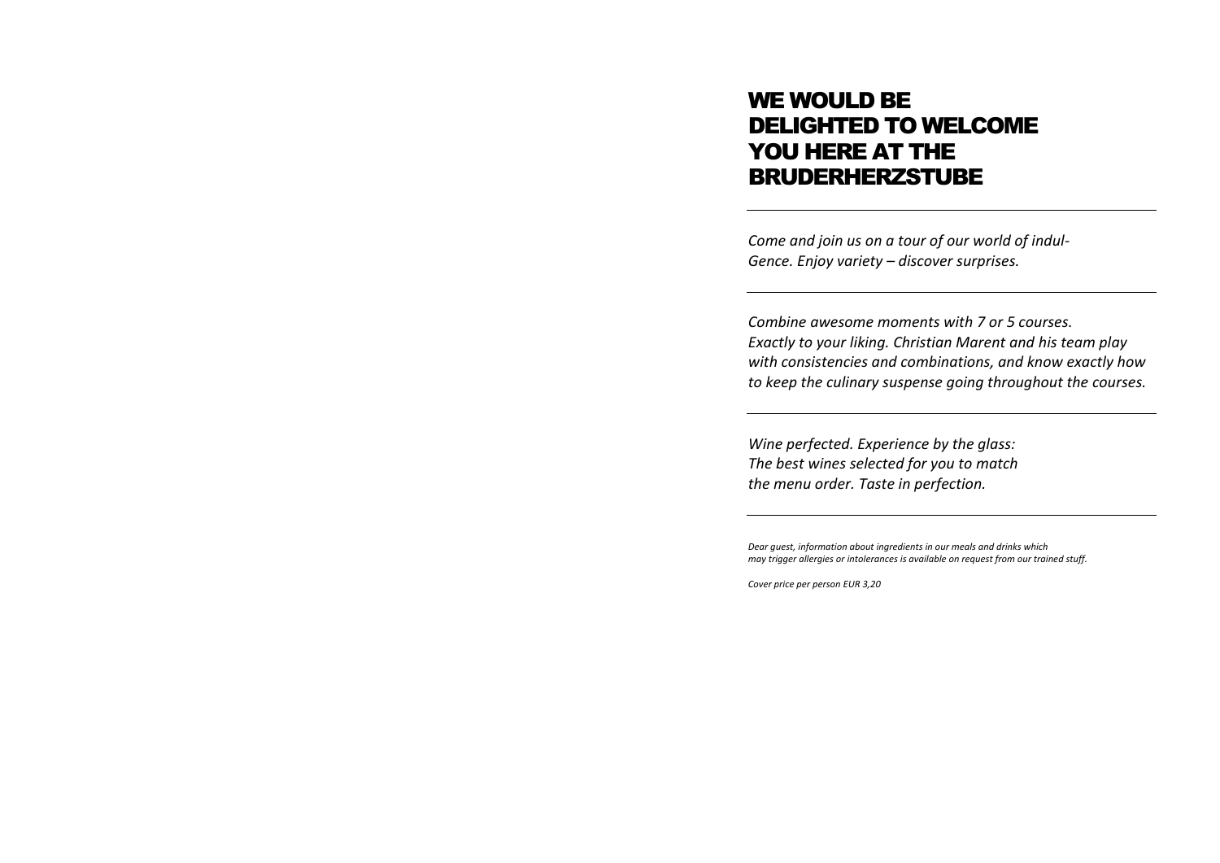# WE WOULD BE DELIGHTED TO WELCOME YOU HERE AT THE BRUDERHERZSTUBE

---

*Come and join us on a tour of our world of indul-Gence. Enjoy variety – discover surprises.*

---

*Combine awesome moments with 7 or 5 courses. Exactly to your liking. Christian Marent and his team play with consistencies and combinations, and know exactly how to keep the culinary suspense going throughout the courses.*

---

*Wine perfected. Experience by the glass: The best wines selected for you to match the menu order. Taste in perfection.*

---

*Dear guest, information about ingredients in our meals and drinks which may trigger allergies or intolerances is available on request from our trained stuff.*

*Cover price per person EUR 3,20*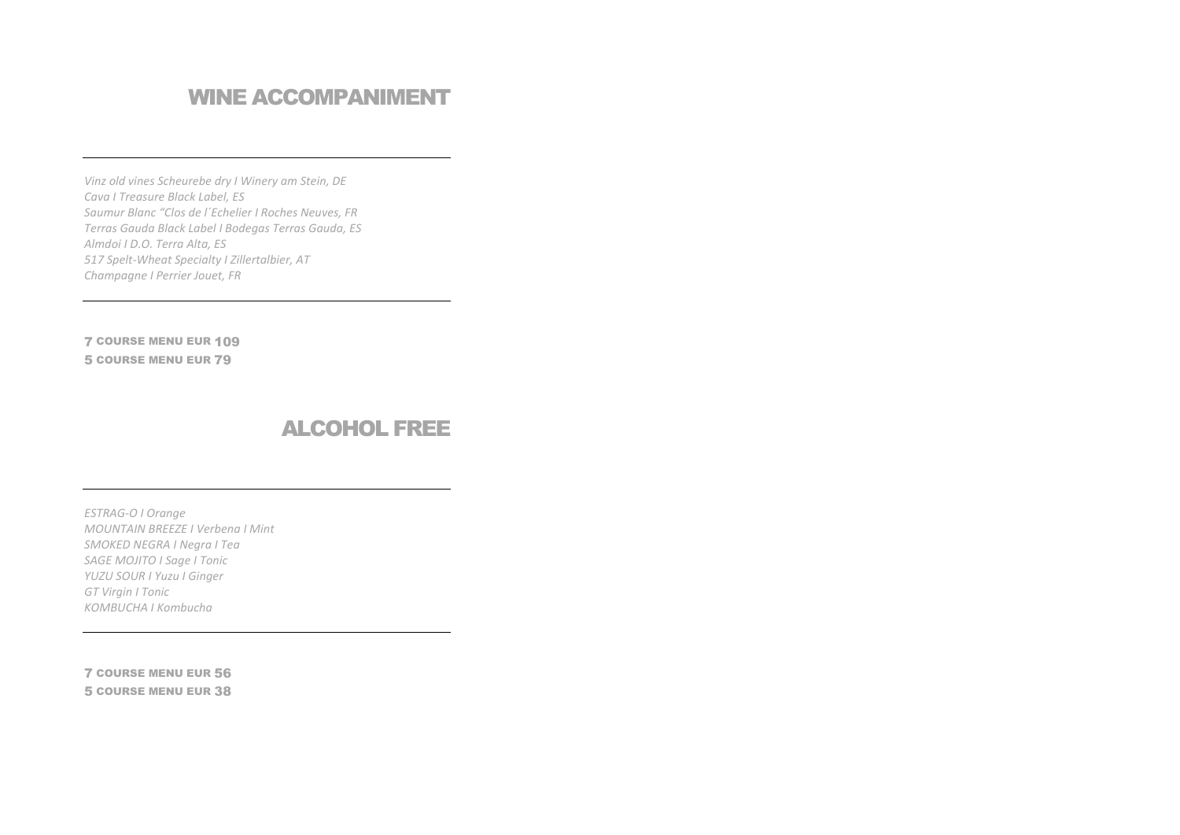## WINE ACCOMPANIMENT

---

*Vinz old vines Scheurebe dry I Winery am Stein, DE*
*Cava I Treasure Black Label, ES*
*Saumur Blanc "Clos de l´Echelier I Roches Neuves, FR*
*Terras Gauda Black Label I Bodegas Terras Gauda, ES*
*Almdoi I D.O. Terra Alta, ES*
*517 Spelt-Wheat Specialty I Zillertalbier, AT*
*Champagne I Perrier Jouet, FR*

---

**7 COURSE MENU EUR 109**
**5 COURSE MENU EUR 79**

## ALCOHOL FREE

---

*ESTRAG-O I Orange*
*MOUNTAIN BREEZE I Verbena I Mint*
*SMOKED NEGRA I Negra I Tea*
*SAGE MOJITO I Sage I Tonic*
*YUZU SOUR I Yuzu I Ginger*
*GT Virgin I Tonic*
*KOMBUCHA I Kombucha*

---

**7 COURSE MENU EUR 56**
**5 COURSE MENU EUR 38**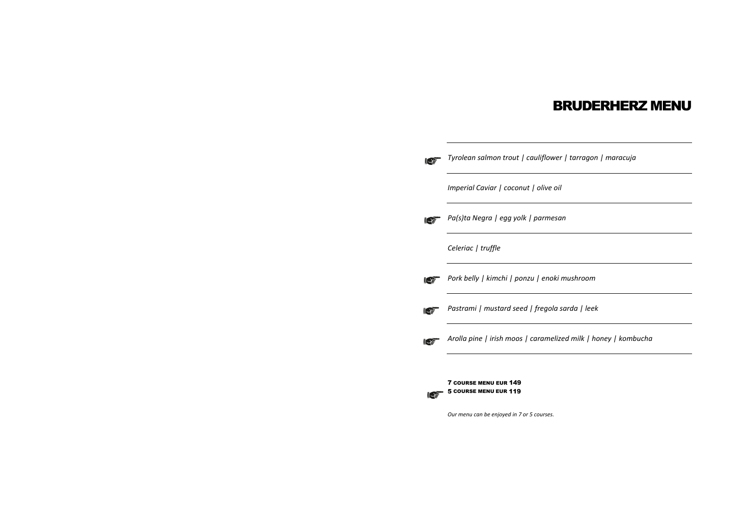# BRUDERHERZ MENU

---

☛ *Tyrolean salmon trout | cauliflower | tarragon | maracuja*

---

*Imperial Caviar | coconut | olive oil*

---

☛ *Pa(s)ta Negra | egg yolk | parmesan*

---

*Celeriac | truffle*

---

☛ *Pork belly | kimchi | ponzu | enoki mushroom*

---

☛ *Pastrami | mustard seed | fregola sarda | leek*

---

☛ *Arolla pine | irish moos | caramelized milk | honey | kombucha*

---

**7 COURSE MENU EUR 149**
☛ **5 COURSE MENU EUR 119**

*Our menu can be enjoyed in 7 or 5 courses.*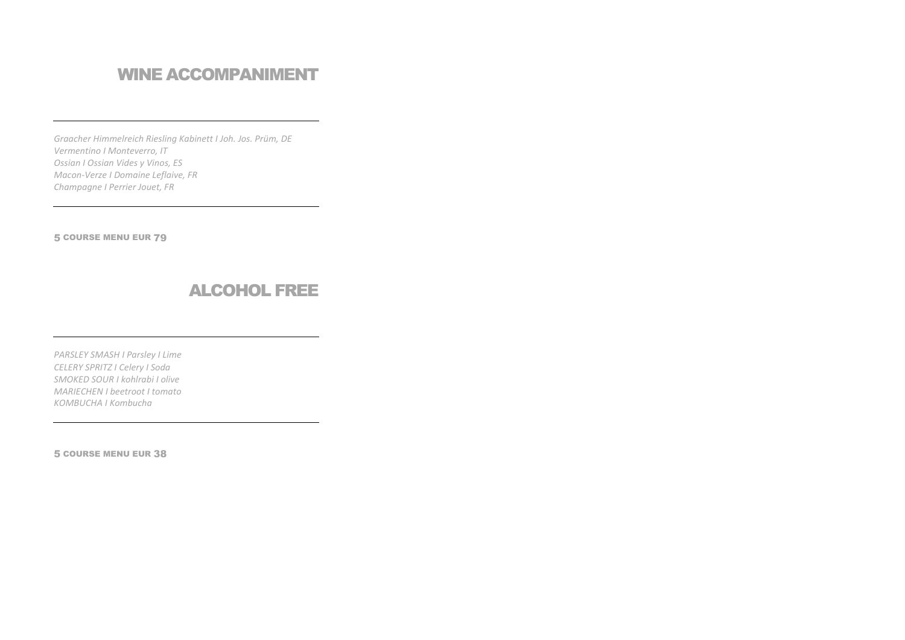## WINE ACCOMPANIMENT

---

*Graacher Himmelreich Riesling Kabinett I Joh. Jos. Prüm, DE*
*Vermentino I Monteverro, IT*
*Ossian I Ossian Vides y Vinos, ES*
*Macon-Verze I Domaine Leflaive, FR*
*Champagne I Perrier Jouet, FR*

---

**5 COURSE MENU EUR 79**

## ALCOHOL FREE

---

*PARSLEY SMASH I Parsley I Lime*
*CELERY SPRITZ I Celery I Soda*
*SMOKED SOUR I kohlrabi I olive*
*MARIECHEN I beetroot I tomato*
*KOMBUCHA I Kombucha*

---

**5 COURSE MENU EUR 38**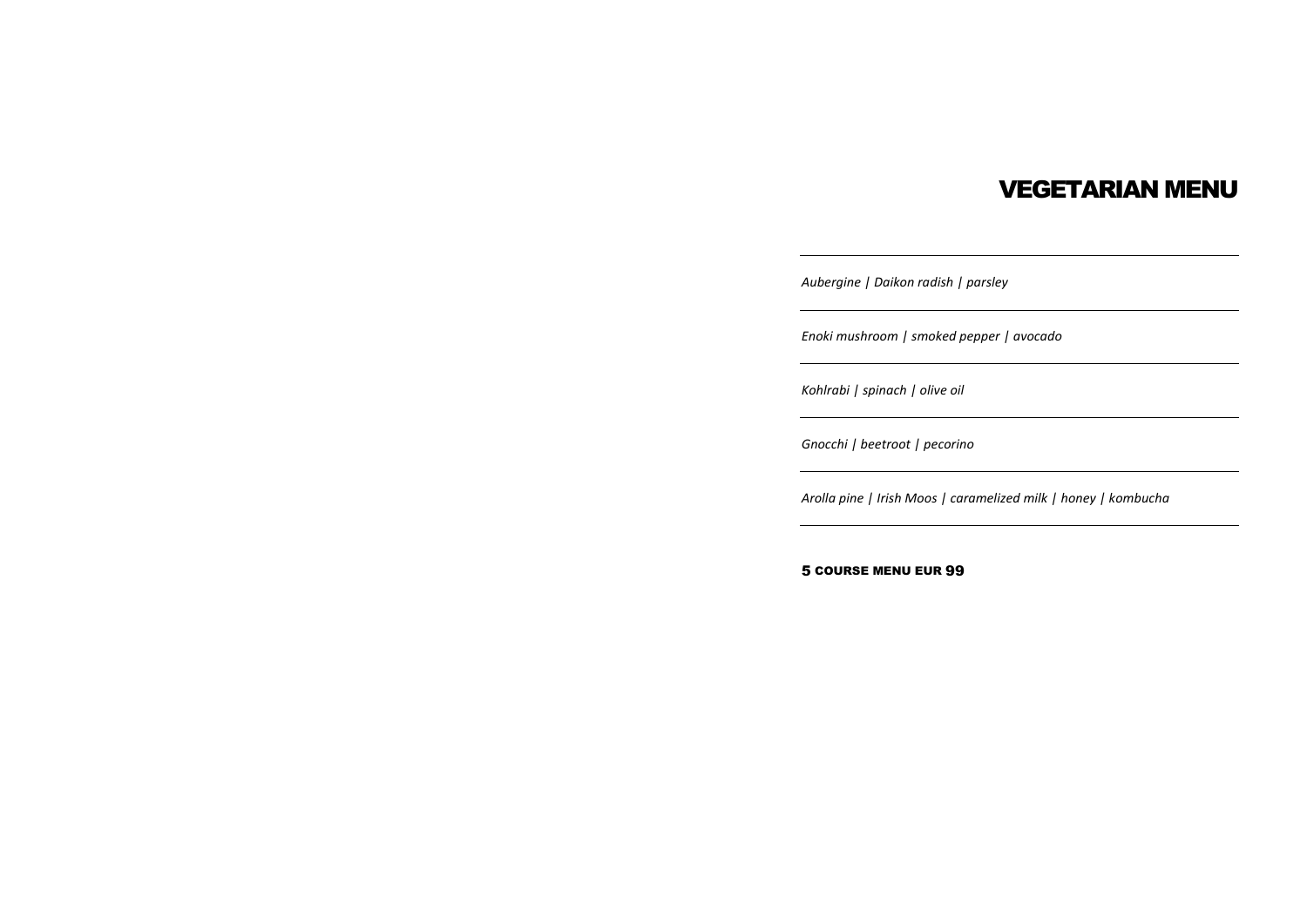# VEGETARIAN MENU

---

*Aubergine | Daikon radish | parsley*

---

*Enoki mushroom | smoked pepper | avocado*

---

*Kohlrabi | spinach | olive oil*

---

*Gnocchi | beetroot | pecorino*

---

*Arolla pine | Irish Moos | caramelized milk | honey | kombucha*

---

**5 COURSE MENU EUR 99**